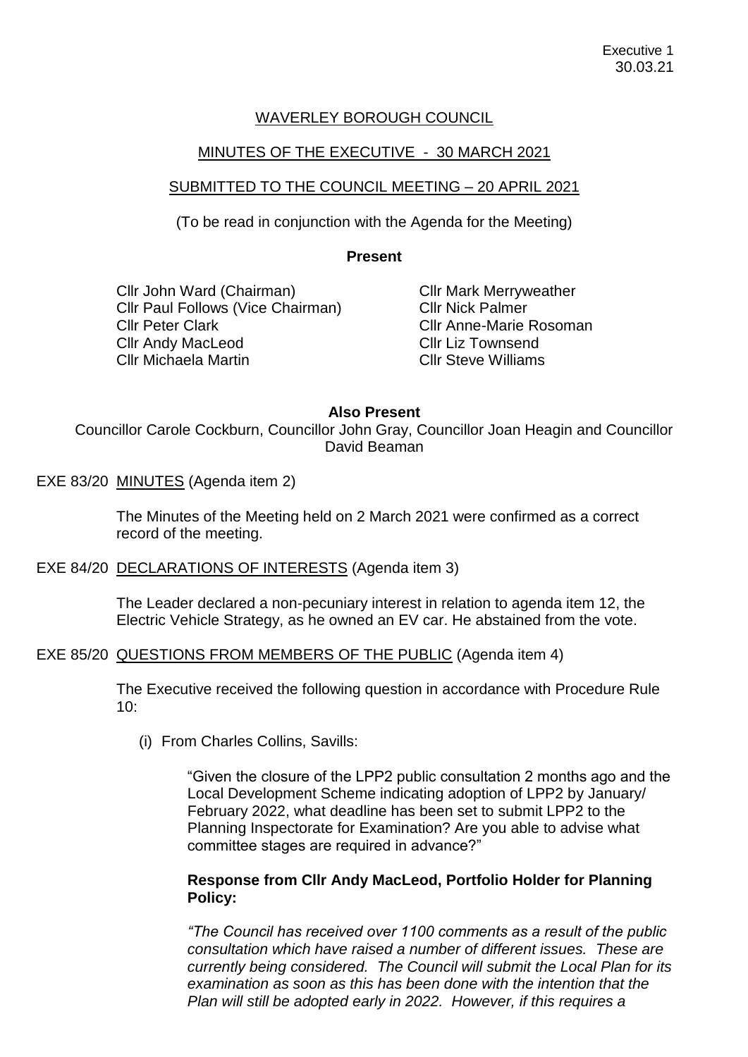Executive 1
30.03.21

# WAVERLEY BOROUGH COUNCIL

## MINUTES OF THE EXECUTIVE - 30 MARCH 2021

## SUBMITTED TO THE COUNCIL MEETING – 20 APRIL 2021

(To be read in conjunction with the Agenda for the Meeting)

**Present**

Cllr John Ward (Chairman)
Cllr Paul Follows (Vice Chairman)
Cllr Peter Clark
Cllr Andy MacLeod
Cllr Michaela Martin
Cllr Mark Merryweather
Cllr Nick Palmer
Cllr Anne-Marie Rosoman
Cllr Liz Townsend
Cllr Steve Williams

**Also Present**

Councillor Carole Cockburn, Councillor John Gray, Councillor Joan Heagin and Councillor David Beaman

EXE 83/20 MINUTES (Agenda item 2)

The Minutes of the Meeting held on 2 March 2021 were confirmed as a correct record of the meeting.

EXE 84/20 DECLARATIONS OF INTERESTS (Agenda item 3)

The Leader declared a non-pecuniary interest in relation to agenda item 12, the Electric Vehicle Strategy, as he owned an EV car. He abstained from the vote.

EXE 85/20 QUESTIONS FROM MEMBERS OF THE PUBLIC (Agenda item 4)

The Executive received the following question in accordance with Procedure Rule 10:

(i) From Charles Collins, Savills:

"Given the closure of the LPP2 public consultation 2 months ago and the Local Development Scheme indicating adoption of LPP2 by January/ February 2022, what deadline has been set to submit LPP2 to the Planning Inspectorate for Examination? Are you able to advise what committee stages are required in advance?"

**Response from Cllr Andy MacLeod, Portfolio Holder for Planning Policy:**

*"The Council has received over 1100 comments as a result of the public consultation which have raised a number of different issues. These are currently being considered. The Council will submit the Local Plan for its examination as soon as this has been done with the intention that the Plan will still be adopted early in 2022. However, if this requires a*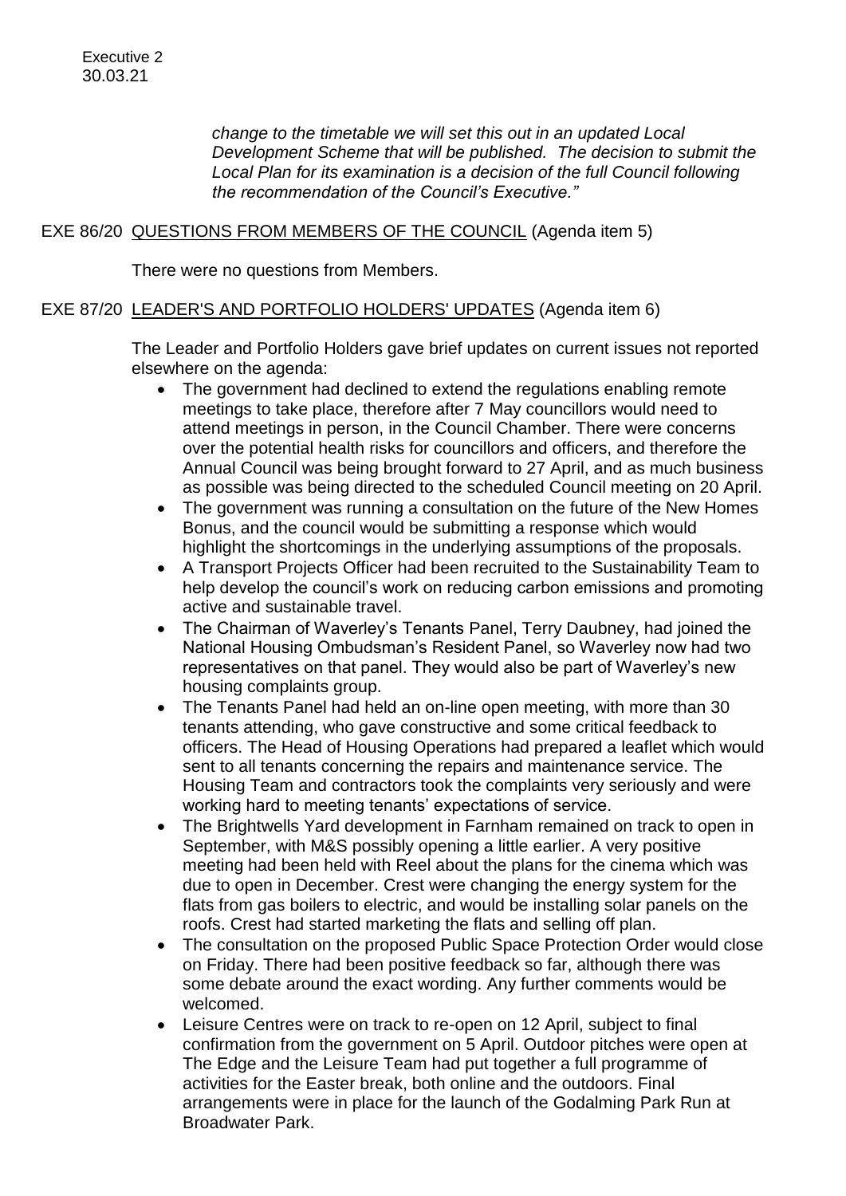*change to the timetable we will set this out in an updated Local Development Scheme that will be published. The decision to submit the Local Plan for its examination is a decision of the full Council following the recommendation of the Council's Executive."*

EXE 86/20 QUESTIONS FROM MEMBERS OF THE COUNCIL (Agenda item 5)

There were no questions from Members.

EXE 87/20 LEADER'S AND PORTFOLIO HOLDERS' UPDATES (Agenda item 6)

The Leader and Portfolio Holders gave brief updates on current issues not reported elsewhere on the agenda:

- The government had declined to extend the regulations enabling remote meetings to take place, therefore after 7 May councillors would need to attend meetings in person, in the Council Chamber. There were concerns over the potential health risks for councillors and officers, and therefore the Annual Council was being brought forward to 27 April, and as much business as possible was being directed to the scheduled Council meeting on 20 April.
- The government was running a consultation on the future of the New Homes Bonus, and the council would be submitting a response which would highlight the shortcomings in the underlying assumptions of the proposals.
- A Transport Projects Officer had been recruited to the Sustainability Team to help develop the council's work on reducing carbon emissions and promoting active and sustainable travel.
- The Chairman of Waverley's Tenants Panel, Terry Daubney, had joined the National Housing Ombudsman's Resident Panel, so Waverley now had two representatives on that panel. They would also be part of Waverley's new housing complaints group.
- The Tenants Panel had held an on-line open meeting, with more than 30 tenants attending, who gave constructive and some critical feedback to officers. The Head of Housing Operations had prepared a leaflet which would sent to all tenants concerning the repairs and maintenance service. The Housing Team and contractors took the complaints very seriously and were working hard to meeting tenants' expectations of service.
- The Brightwells Yard development in Farnham remained on track to open in September, with M&S possibly opening a little earlier. A very positive meeting had been held with Reel about the plans for the cinema which was due to open in December. Crest were changing the energy system for the flats from gas boilers to electric, and would be installing solar panels on the roofs. Crest had started marketing the flats and selling off plan.
- The consultation on the proposed Public Space Protection Order would close on Friday. There had been positive feedback so far, although there was some debate around the exact wording. Any further comments would be welcomed.
- Leisure Centres were on track to re-open on 12 April, subject to final confirmation from the government on 5 April. Outdoor pitches were open at The Edge and the Leisure Team had put together a full programme of activities for the Easter break, both online and the outdoors. Final arrangements were in place for the launch of the Godalming Park Run at Broadwater Park.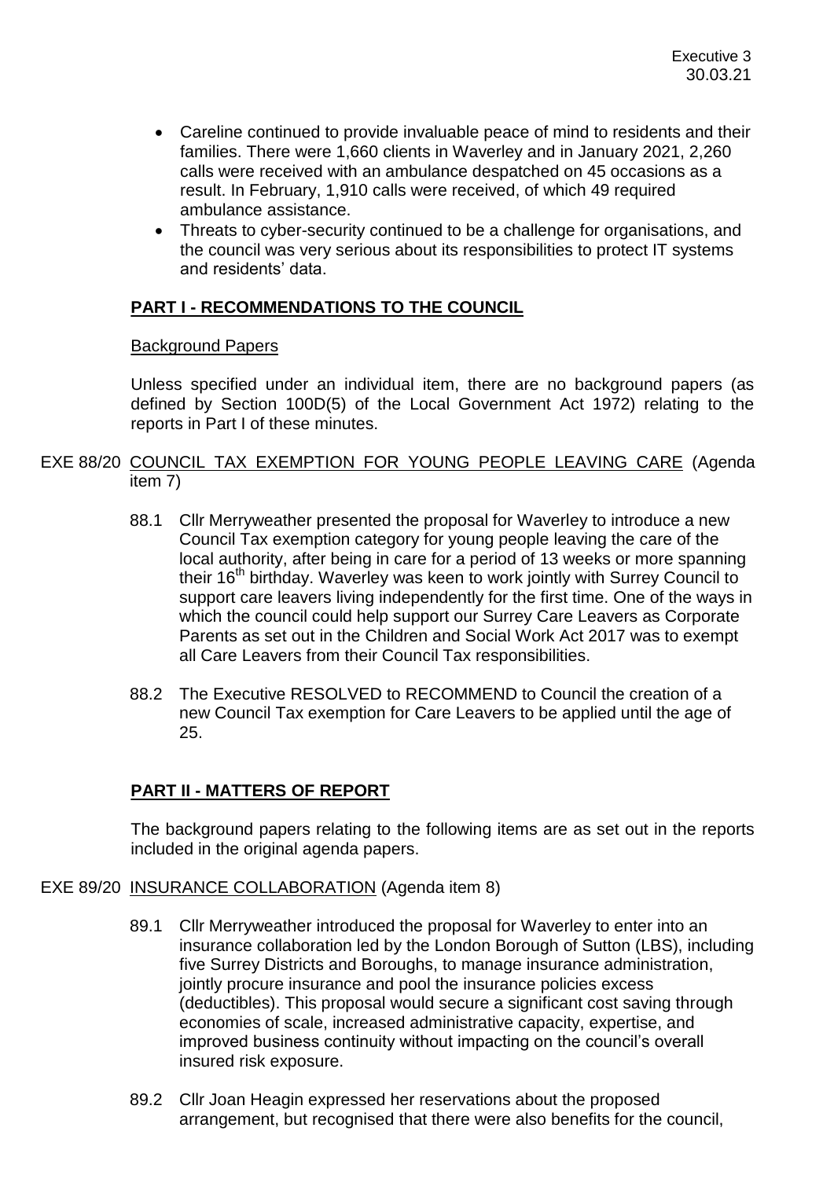- Careline continued to provide invaluable peace of mind to residents and their families. There were 1,660 clients in Waverley and in January 2021, 2,260 calls were received with an ambulance despatched on 45 occasions as a result. In February, 1,910 calls were received, of which 49 required ambulance assistance.
- Threats to cyber-security continued to be a challenge for organisations, and the council was very serious about its responsibilities to protect IT systems and residents' data.

## PART I - RECOMMENDATIONS TO THE COUNCIL

Background Papers

Unless specified under an individual item, there are no background papers (as defined by Section 100D(5) of the Local Government Act 1972) relating to the reports in Part I of these minutes.

EXE 88/20 COUNCIL TAX EXEMPTION FOR YOUNG PEOPLE LEAVING CARE (Agenda item 7)

88.1 Cllr Merryweather presented the proposal for Waverley to introduce a new Council Tax exemption category for young people leaving the care of the local authority, after being in care for a period of 13 weeks or more spanning their 16th birthday. Waverley was keen to work jointly with Surrey Council to support care leavers living independently for the first time. One of the ways in which the council could help support our Surrey Care Leavers as Corporate Parents as set out in the Children and Social Work Act 2017 was to exempt all Care Leavers from their Council Tax responsibilities.

88.2 The Executive RESOLVED to RECOMMEND to Council the creation of a new Council Tax exemption for Care Leavers to be applied until the age of 25.

## PART II - MATTERS OF REPORT

The background papers relating to the following items are as set out in the reports included in the original agenda papers.

EXE 89/20 INSURANCE COLLABORATION (Agenda item 8)

89.1 Cllr Merryweather introduced the proposal for Waverley to enter into an insurance collaboration led by the London Borough of Sutton (LBS), including five Surrey Districts and Boroughs, to manage insurance administration, jointly procure insurance and pool the insurance policies excess (deductibles). This proposal would secure a significant cost saving through economies of scale, increased administrative capacity, expertise, and improved business continuity without impacting on the council's overall insured risk exposure.

89.2 Cllr Joan Heagin expressed her reservations about the proposed arrangement, but recognised that there were also benefits for the council,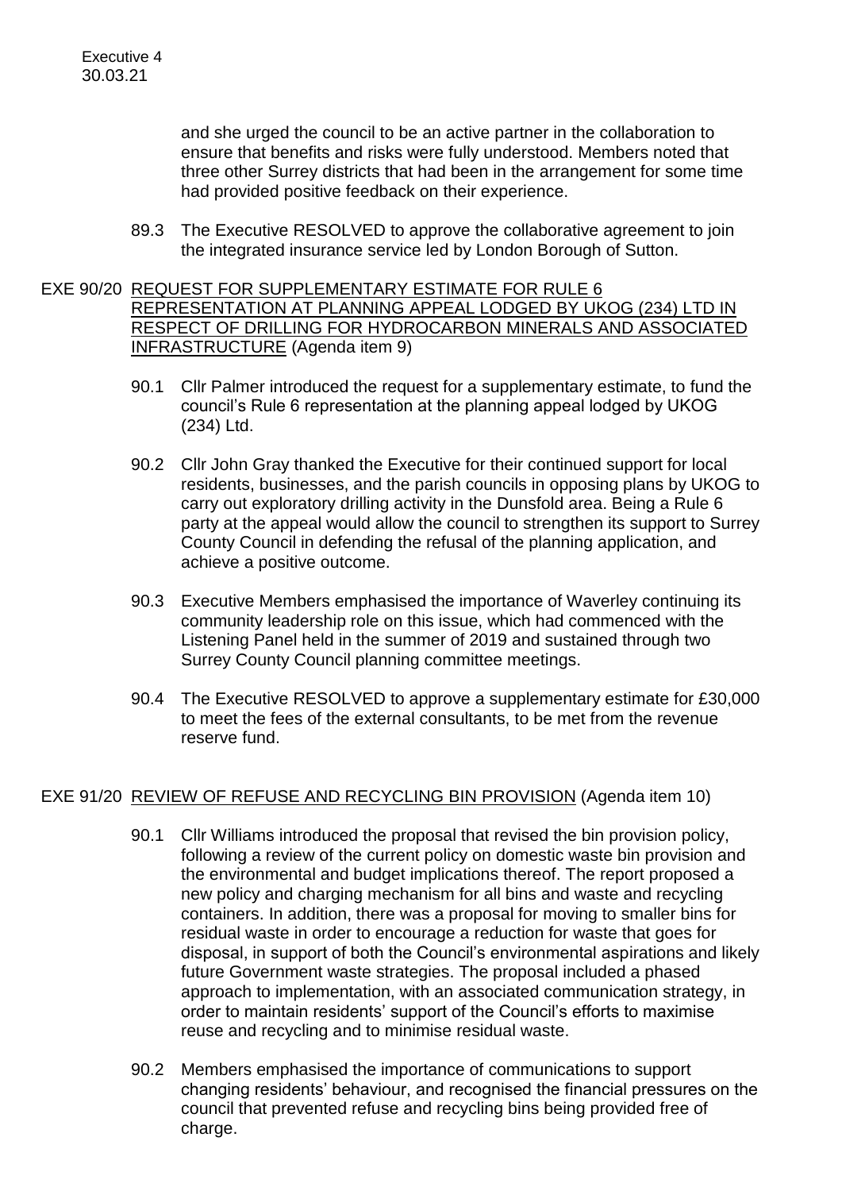and she urged the council to be an active partner in the collaboration to ensure that benefits and risks were fully understood. Members noted that three other Surrey districts that had been in the arrangement for some time had provided positive feedback on their experience.

89.3 The Executive RESOLVED to approve the collaborative agreement to join the integrated insurance service led by London Borough of Sutton.

EXE 90/20 REQUEST FOR SUPPLEMENTARY ESTIMATE FOR RULE 6 REPRESENTATION AT PLANNING APPEAL LODGED BY UKOG (234) LTD IN RESPECT OF DRILLING FOR HYDROCARBON MINERALS AND ASSOCIATED INFRASTRUCTURE (Agenda item 9)

90.1 Cllr Palmer introduced the request for a supplementary estimate, to fund the council's Rule 6 representation at the planning appeal lodged by UKOG (234) Ltd.

90.2 Cllr John Gray thanked the Executive for their continued support for local residents, businesses, and the parish councils in opposing plans by UKOG to carry out exploratory drilling activity in the Dunsfold area. Being a Rule 6 party at the appeal would allow the council to strengthen its support to Surrey County Council in defending the refusal of the planning application, and achieve a positive outcome.

90.3 Executive Members emphasised the importance of Waverley continuing its community leadership role on this issue, which had commenced with the Listening Panel held in the summer of 2019 and sustained through two Surrey County Council planning committee meetings.

90.4 The Executive RESOLVED to approve a supplementary estimate for £30,000 to meet the fees of the external consultants, to be met from the revenue reserve fund.

EXE 91/20 REVIEW OF REFUSE AND RECYCLING BIN PROVISION (Agenda item 10)

90.1 Cllr Williams introduced the proposal that revised the bin provision policy, following a review of the current policy on domestic waste bin provision and the environmental and budget implications thereof. The report proposed a new policy and charging mechanism for all bins and waste and recycling containers. In addition, there was a proposal for moving to smaller bins for residual waste in order to encourage a reduction for waste that goes for disposal, in support of both the Council's environmental aspirations and likely future Government waste strategies. The proposal included a phased approach to implementation, with an associated communication strategy, in order to maintain residents' support of the Council's efforts to maximise reuse and recycling and to minimise residual waste.

90.2 Members emphasised the importance of communications to support changing residents' behaviour, and recognised the financial pressures on the council that prevented refuse and recycling bins being provided free of charge.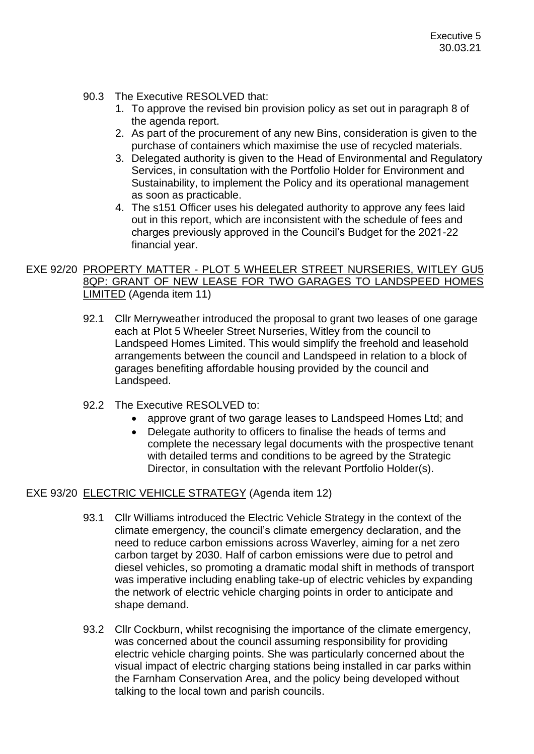90.3 The Executive RESOLVED that:

1. To approve the revised bin provision policy as set out in paragraph 8 of the agenda report.
2. As part of the procurement of any new Bins, consideration is given to the purchase of containers which maximise the use of recycled materials.
3. Delegated authority is given to the Head of Environmental and Regulatory Services, in consultation with the Portfolio Holder for Environment and Sustainability, to implement the Policy and its operational management as soon as practicable.
4. The s151 Officer uses his delegated authority to approve any fees laid out in this report, which are inconsistent with the schedule of fees and charges previously approved in the Council's Budget for the 2021-22 financial year.

EXE 92/20 PROPERTY MATTER - PLOT 5 WHEELER STREET NURSERIES, WITLEY GU5 8QP: GRANT OF NEW LEASE FOR TWO GARAGES TO LANDSPEED HOMES LIMITED (Agenda item 11)

92.1 Cllr Merryweather introduced the proposal to grant two leases of one garage each at Plot 5 Wheeler Street Nurseries, Witley from the council to Landspeed Homes Limited. This would simplify the freehold and leasehold arrangements between the council and Landspeed in relation to a block of garages benefiting affordable housing provided by the council and Landspeed.

92.2 The Executive RESOLVED to:

- approve grant of two garage leases to Landspeed Homes Ltd; and
- Delegate authority to officers to finalise the heads of terms and complete the necessary legal documents with the prospective tenant with detailed terms and conditions to be agreed by the Strategic Director, in consultation with the relevant Portfolio Holder(s).

EXE 93/20 ELECTRIC VEHICLE STRATEGY (Agenda item 12)

93.1 Cllr Williams introduced the Electric Vehicle Strategy in the context of the climate emergency, the council's climate emergency declaration, and the need to reduce carbon emissions across Waverley, aiming for a net zero carbon target by 2030. Half of carbon emissions were due to petrol and diesel vehicles, so promoting a dramatic modal shift in methods of transport was imperative including enabling take-up of electric vehicles by expanding the network of electric vehicle charging points in order to anticipate and shape demand.

93.2 Cllr Cockburn, whilst recognising the importance of the climate emergency, was concerned about the council assuming responsibility for providing electric vehicle charging points. She was particularly concerned about the visual impact of electric charging stations being installed in car parks within the Farnham Conservation Area, and the policy being developed without talking to the local town and parish councils.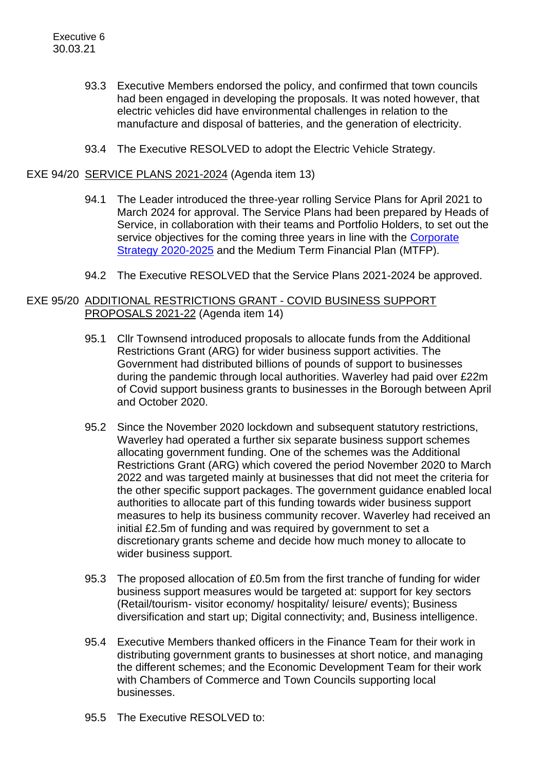93.3 Executive Members endorsed the policy, and confirmed that town councils had been engaged in developing the proposals. It was noted however, that electric vehicles did have environmental challenges in relation to the manufacture and disposal of batteries, and the generation of electricity.

93.4 The Executive RESOLVED to adopt the Electric Vehicle Strategy.

EXE 94/20 SERVICE PLANS 2021-2024 (Agenda item 13)

94.1 The Leader introduced the three-year rolling Service Plans for April 2021 to March 2024 for approval. The Service Plans had been prepared by Heads of Service, in collaboration with their teams and Portfolio Holders, to set out the service objectives for the coming three years in line with the Corporate Strategy 2020-2025 and the Medium Term Financial Plan (MTFP).

94.2 The Executive RESOLVED that the Service Plans 2021-2024 be approved.

EXE 95/20 ADDITIONAL RESTRICTIONS GRANT - COVID BUSINESS SUPPORT PROPOSALS 2021-22 (Agenda item 14)

95.1 Cllr Townsend introduced proposals to allocate funds from the Additional Restrictions Grant (ARG) for wider business support activities. The Government had distributed billions of pounds of support to businesses during the pandemic through local authorities. Waverley had paid over £22m of Covid support business grants to businesses in the Borough between April and October 2020.

95.2 Since the November 2020 lockdown and subsequent statutory restrictions, Waverley had operated a further six separate business support schemes allocating government funding. One of the schemes was the Additional Restrictions Grant (ARG) which covered the period November 2020 to March 2022 and was targeted mainly at businesses that did not meet the criteria for the other specific support packages. The government guidance enabled local authorities to allocate part of this funding towards wider business support measures to help its business community recover. Waverley had received an initial £2.5m of funding and was required by government to set a discretionary grants scheme and decide how much money to allocate to wider business support.

95.3 The proposed allocation of £0.5m from the first tranche of funding for wider business support measures would be targeted at: support for key sectors (Retail/tourism- visitor economy/ hospitality/ leisure/ events); Business diversification and start up; Digital connectivity; and, Business intelligence.

95.4 Executive Members thanked officers in the Finance Team for their work in distributing government grants to businesses at short notice, and managing the different schemes; and the Economic Development Team for their work with Chambers of Commerce and Town Councils supporting local businesses.

95.5 The Executive RESOLVED to: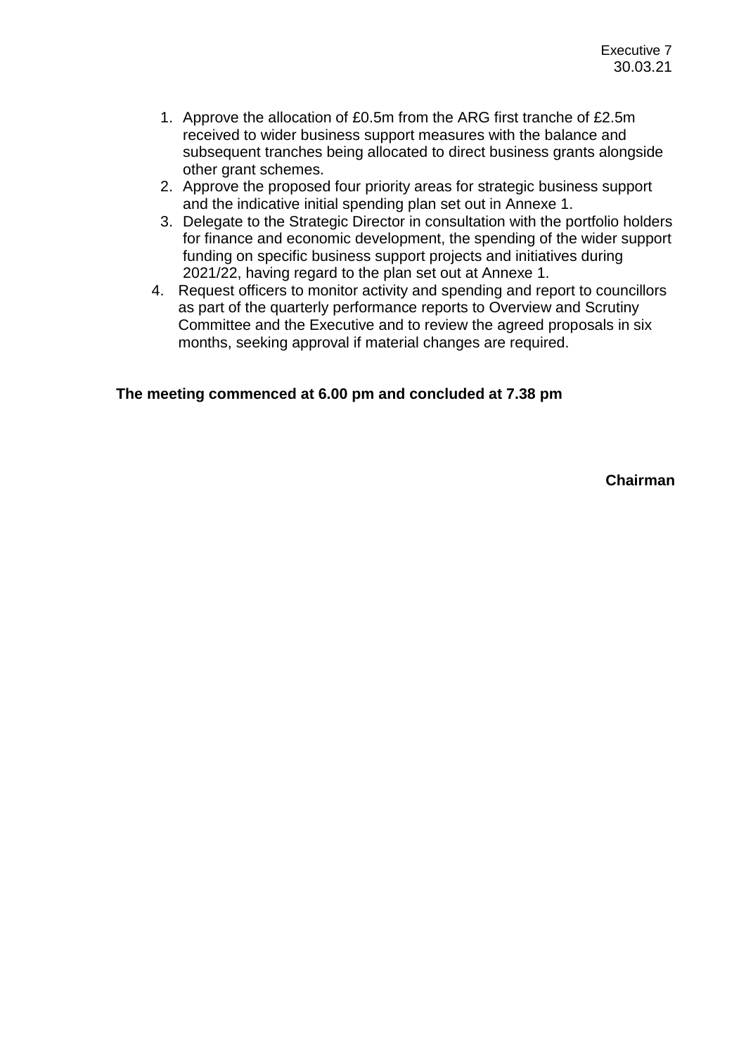1. Approve the allocation of £0.5m from the ARG first tranche of £2.5m received to wider business support measures with the balance and subsequent tranches being allocated to direct business grants alongside other grant schemes.
2. Approve the proposed four priority areas for strategic business support and the indicative initial spending plan set out in Annexe 1.
3. Delegate to the Strategic Director in consultation with the portfolio holders for finance and economic development, the spending of the wider support funding on specific business support projects and initiatives during 2021/22, having regard to the plan set out at Annexe 1.
4. Request officers to monitor activity and spending and report to councillors as part of the quarterly performance reports to Overview and Scrutiny Committee and the Executive and to review the agreed proposals in six months, seeking approval if material changes are required.

**The meeting commenced at 6.00 pm and concluded at 7.38 pm**

**Chairman**